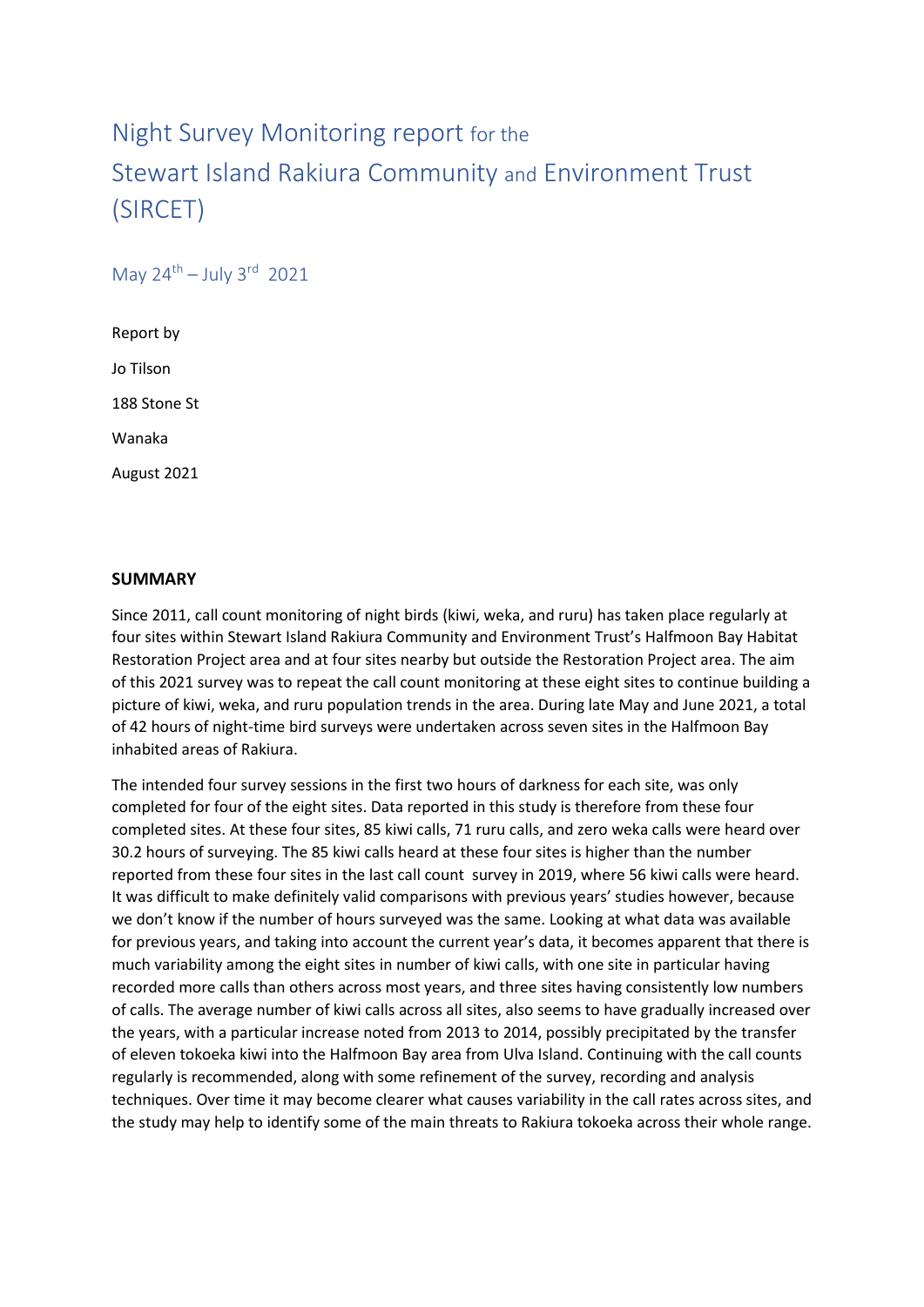# Night Survey Monitoring report for the Stewart Island Rakiura Community and Environment Trust (SIRCET)

May 24th – July 3rd 2021

Report by

Jo Tilson

188 Stone St

Wanaka

August 2021

## SUMMARY

Since 2011, call count monitoring of night birds (kiwi, weka, and ruru) has taken place regularly at four sites within Stewart Island Rakiura Community and Environment Trust's Halfmoon Bay Habitat Restoration Project area and at four sites nearby but outside the Restoration Project area. The aim of this 2021 survey was to repeat the call count monitoring at these eight sites to continue building a picture of kiwi, weka, and ruru population trends in the area. During late May and June 2021, a total of 42 hours of night-time bird surveys were undertaken across seven sites in the Halfmoon Bay inhabited areas of Rakiura.

The intended four survey sessions in the first two hours of darkness for each site, was only completed for four of the eight sites. Data reported in this study is therefore from these four completed sites. At these four sites, 85 kiwi calls, 71 ruru calls, and zero weka calls were heard over 30.2 hours of surveying. The 85 kiwi calls heard at these four sites is higher than the number reported from these four sites in the last call count survey in 2019, where 56 kiwi calls were heard. It was difficult to make definitely valid comparisons with previous years' studies however, because we don't know if the number of hours surveyed was the same. Looking at what data was available for previous years, and taking into account the current year's data, it becomes apparent that there is much variability among the eight sites in number of kiwi calls, with one site in particular having recorded more calls than others across most years, and three sites having consistently low numbers of calls. The average number of kiwi calls across all sites, also seems to have gradually increased over the years, with a particular increase noted from 2013 to 2014, possibly precipitated by the transfer of eleven tokoeka kiwi into the Halfmoon Bay area from Ulva Island. Continuing with the call counts regularly is recommended, along with some refinement of the survey, recording and analysis techniques. Over time it may become clearer what causes variability in the call rates across sites, and the study may help to identify some of the main threats to Rakiura tokoeka across their whole range.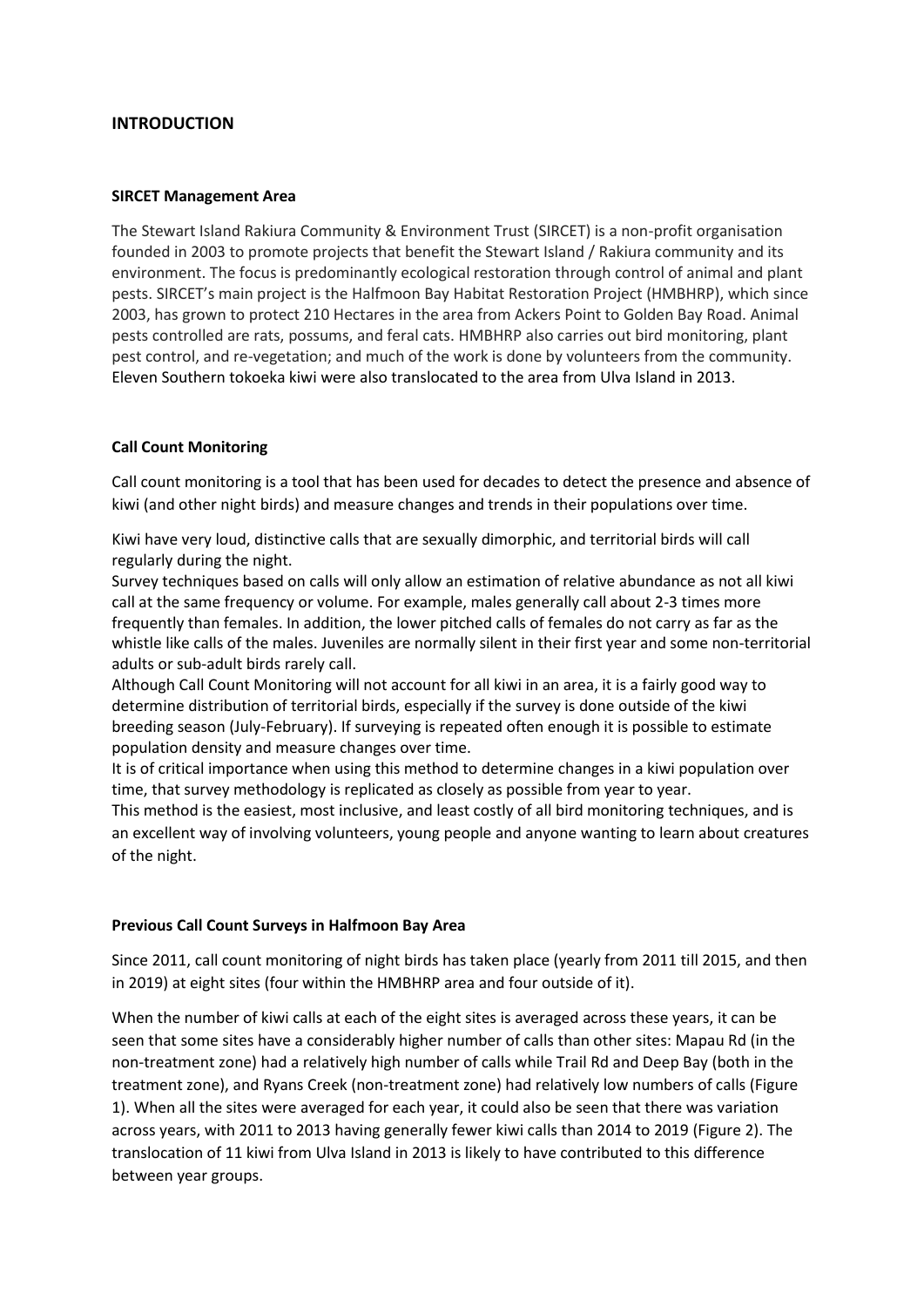## INTRODUCTION

### SIRCET Management Area

The Stewart Island Rakiura Community & Environment Trust (SIRCET) is a non-profit organisation founded in 2003 to promote projects that benefit the Stewart Island / Rakiura community and its environment. The focus is predominantly ecological restoration through control of animal and plant pests. SIRCET's main project is the Halfmoon Bay Habitat Restoration Project (HMBHRP), which since 2003, has grown to protect 210 Hectares in the area from Ackers Point to Golden Bay Road. Animal pests controlled are rats, possums, and feral cats. HMBHRP also carries out bird monitoring, plant pest control, and re-vegetation; and much of the work is done by volunteers from the community. Eleven Southern tokoeka kiwi were also translocated to the area from Ulva Island in 2013.

### Call Count Monitoring

Call count monitoring is a tool that has been used for decades to detect the presence and absence of kiwi (and other night birds) and measure changes and trends in their populations over time.

Kiwi have very loud, distinctive calls that are sexually dimorphic, and territorial birds will call regularly during the night.

Survey techniques based on calls will only allow an estimation of relative abundance as not all kiwi call at the same frequency or volume. For example, males generally call about 2-3 times more frequently than females. In addition, the lower pitched calls of females do not carry as far as the whistle like calls of the males. Juveniles are normally silent in their first year and some non-territorial adults or sub-adult birds rarely call.

Although Call Count Monitoring will not account for all kiwi in an area, it is a fairly good way to determine distribution of territorial birds, especially if the survey is done outside of the kiwi breeding season (July-February). If surveying is repeated often enough it is possible to estimate population density and measure changes over time.

It is of critical importance when using this method to determine changes in a kiwi population over time, that survey methodology is replicated as closely as possible from year to year.

This method is the easiest, most inclusive, and least costly of all bird monitoring techniques, and is an excellent way of involving volunteers, young people and anyone wanting to learn about creatures of the night.

### Previous Call Count Surveys in Halfmoon Bay Area

Since 2011, call count monitoring of night birds has taken place (yearly from 2011 till 2015, and then in 2019) at eight sites (four within the HMBHRP area and four outside of it).

When the number of kiwi calls at each of the eight sites is averaged across these years, it can be seen that some sites have a considerably higher number of calls than other sites: Mapau Rd (in the non-treatment zone) had a relatively high number of calls while Trail Rd and Deep Bay (both in the treatment zone), and Ryans Creek (non-treatment zone) had relatively low numbers of calls (Figure 1). When all the sites were averaged for each year, it could also be seen that there was variation across years, with 2011 to 2013 having generally fewer kiwi calls than 2014 to 2019 (Figure 2). The translocation of 11 kiwi from Ulva Island in 2013 is likely to have contributed to this difference between year groups.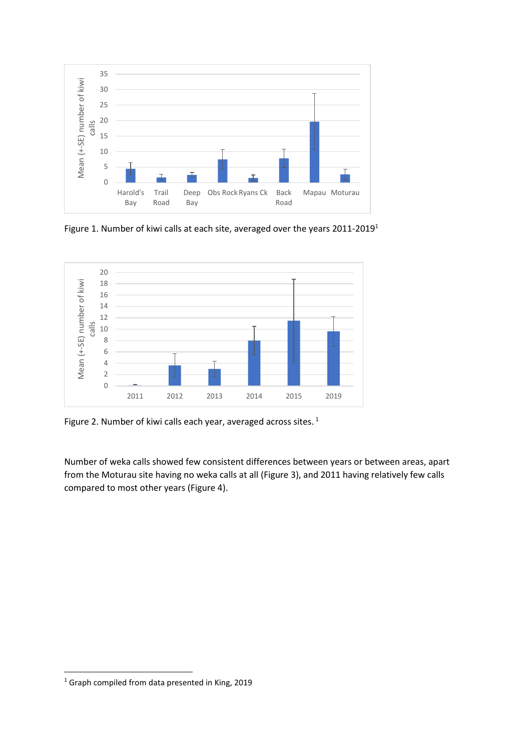Mean (+-SE) number of kiwi calls

35
30
25
20
15
10
5
0

Harold's Bay
Trail Road
Deep Bay
Obs Rock
Ryans Ck
Back Road
Mapau
Moturau

Figure 1. Number of kiwi calls at each site, averaged over the years 2011-2019[1]

Mean (+-SE) number of kiwi calls

20
18
16
14
12
10
8
6
4
2
0

2011
2012
2013
2014
2015
2019

Figure 2. Number of kiwi calls each year, averaged across sites. [1]

Number of weka calls showed few consistent differences between years or between areas, apart from the Moturau site having no weka calls at all (Figure 3), and 2011 having relatively few calls compared to most other years (Figure 4).

[1] Graph compiled from data presented in King, 2019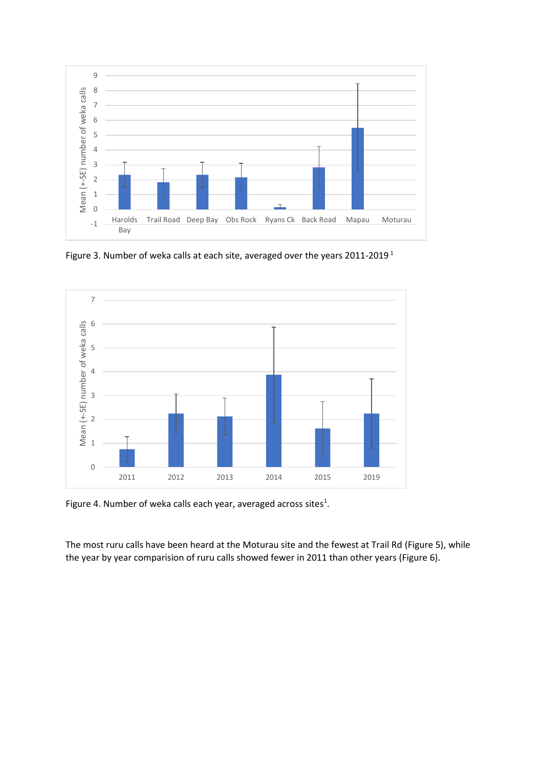Mean (+-SE) number of weka calls

9
8
7
6
5
4
3
2
1
0
-1

Harolds Bay
Trail Road
Deep Bay
Obs Rock
Ryans Ck
Back Road
Mapau
Moturau

Figure 3. Number of weka calls at each site, averaged over the years 2011-2019 [1]

Mean (+-SE) number of weka calls

7
6
5
4
3
2
1
0

2011
2012
2013
2014
2015
2019

Figure 4. Number of weka calls each year, averaged across sites[1].

The most ruru calls have been heard at the Moturau site and the fewest at Trail Rd (Figure 5), while the year by year comparision of ruru calls showed fewer in 2011 than other years (Figure 6).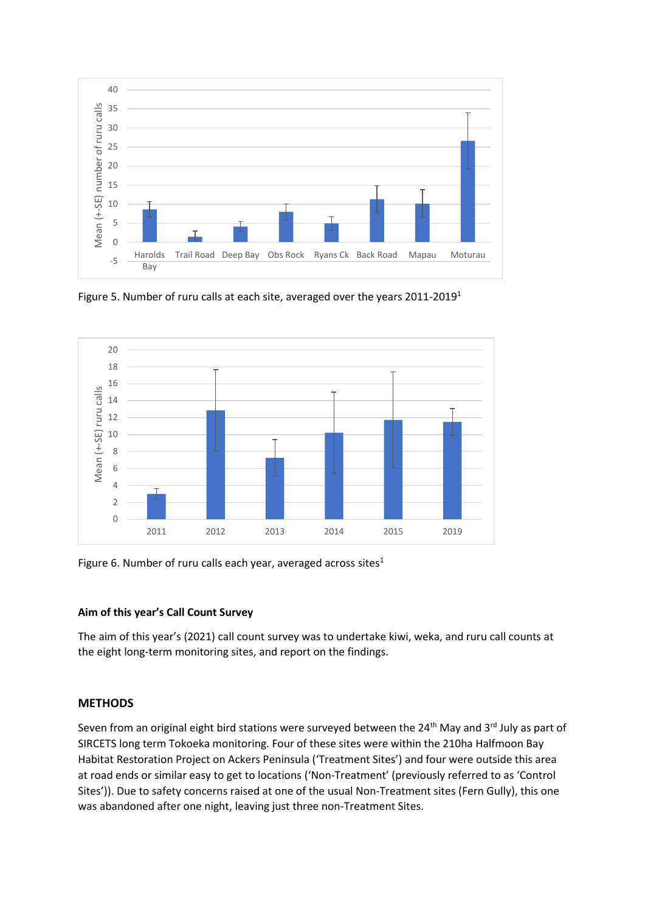40
35
30
25
20
15
10
5
0
-5

Mean (+-SE) number of ruru calls

Harolds Bay
Trail Road
Deep Bay
Obs Rock
Ryans Ck
Back Road
Mapau
Moturau

Figure 5. Number of ruru calls at each site, averaged over the years 2011-2019[1]

20
18
16
14
12
10
8
6
4
2
0

Mean (+-SE) ruru calls

2011
2012
2013
2014
2015
2019

Figure 6. Number of ruru calls each year, averaged across sites[1]

### Aim of this year's Call Count Survey

The aim of this year's (2021) call count survey was to undertake kiwi, weka, and ruru call counts at the eight long-term monitoring sites, and report on the findings.

## METHODS

Seven from an original eight bird stations were surveyed between the 24th May and 3rd July as part of SIRCETS long term Tokoeka monitoring. Four of these sites were within the 210ha Halfmoon Bay Habitat Restoration Project on Ackers Peninsula ('Treatment Sites') and four were outside this area at road ends or similar easy to get to locations ('Non-Treatment' (previously referred to as 'Control Sites')). Due to safety concerns raised at one of the usual Non-Treatment sites (Fern Gully), this one was abandoned after one night, leaving just three non-Treatment Sites.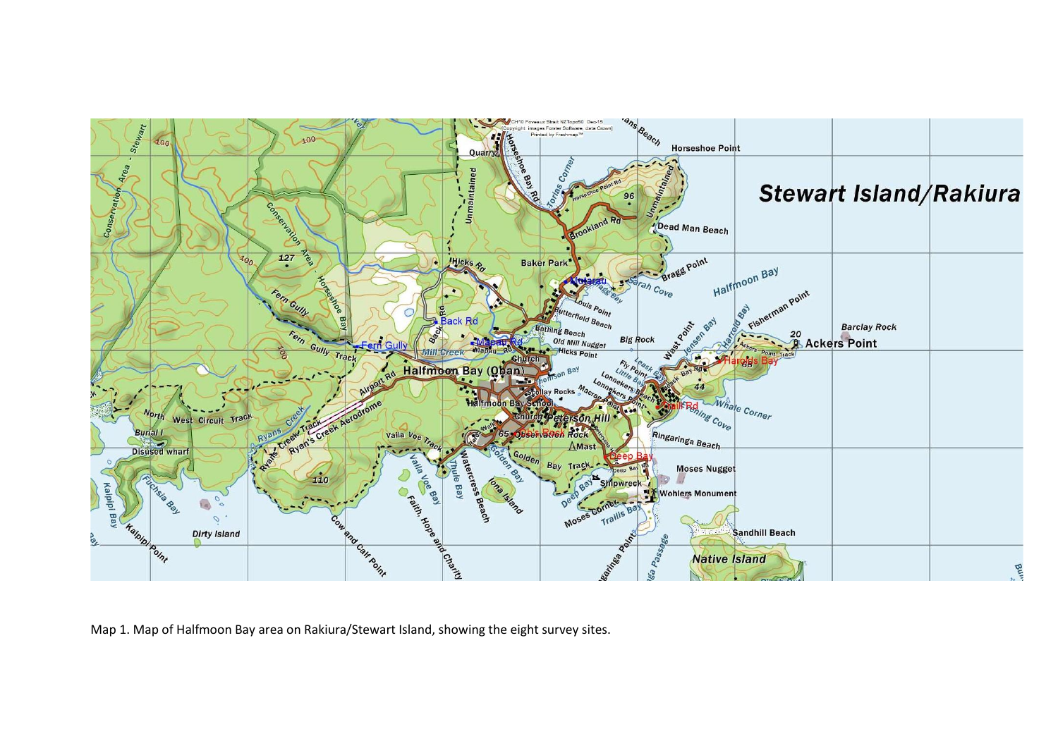Map 1. Map of Halfmoon Bay area on Rakiura/Stewart Island, showing the eight survey sites.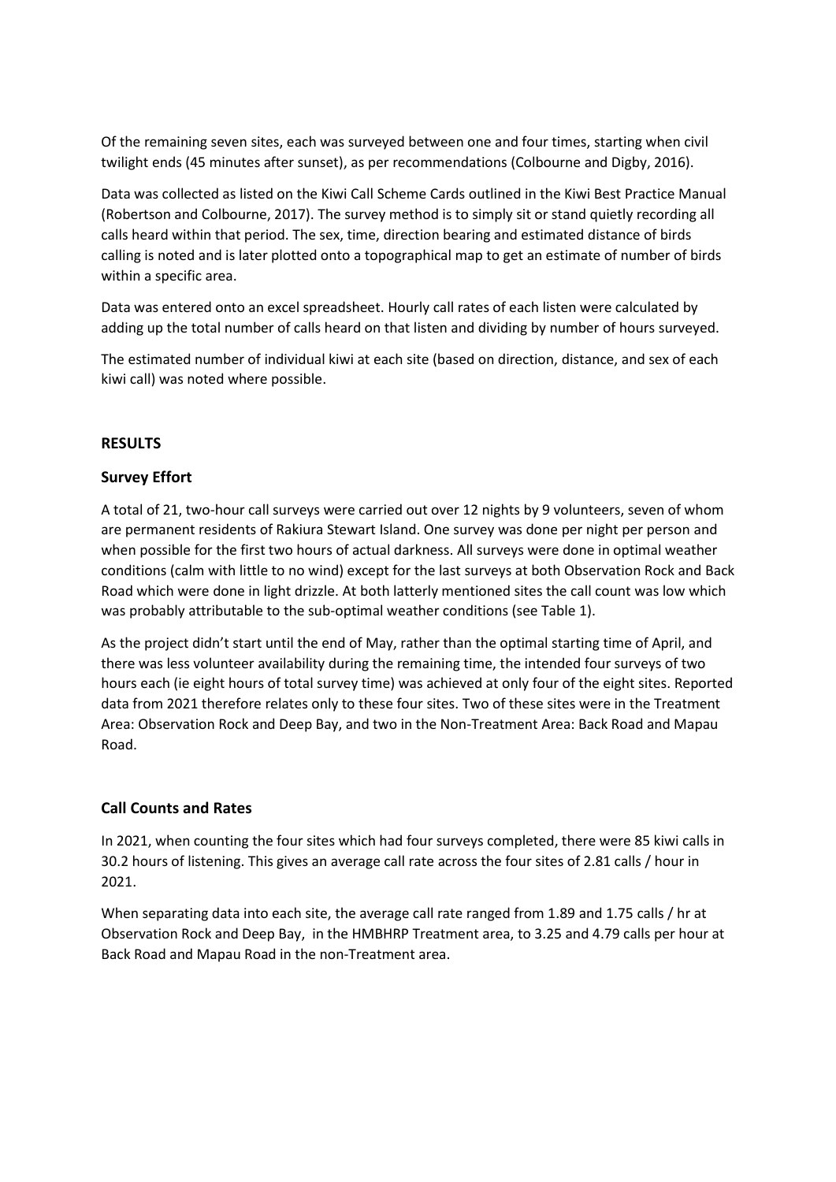Of the remaining seven sites, each was surveyed between one and four times, starting when civil twilight ends (45 minutes after sunset), as per recommendations (Colbourne and Digby, 2016).

Data was collected as listed on the Kiwi Call Scheme Cards outlined in the Kiwi Best Practice Manual (Robertson and Colbourne, 2017). The survey method is to simply sit or stand quietly recording all calls heard within that period. The sex, time, direction bearing and estimated distance of birds calling is noted and is later plotted onto a topographical map to get an estimate of number of birds within a specific area.

Data was entered onto an excel spreadsheet. Hourly call rates of each listen were calculated by adding up the total number of calls heard on that listen and dividing by number of hours surveyed.

The estimated number of individual kiwi at each site (based on direction, distance, and sex of each kiwi call) was noted where possible.

## RESULTS

### Survey Effort

A total of 21, two-hour call surveys were carried out over 12 nights by 9 volunteers, seven of whom are permanent residents of Rakiura Stewart Island. One survey was done per night per person and when possible for the first two hours of actual darkness. All surveys were done in optimal weather conditions (calm with little to no wind) except for the last surveys at both Observation Rock and Back Road which were done in light drizzle. At both latterly mentioned sites the call count was low which was probably attributable to the sub-optimal weather conditions (see Table 1).

As the project didn't start until the end of May, rather than the optimal starting time of April, and there was less volunteer availability during the remaining time, the intended four surveys of two hours each (ie eight hours of total survey time) was achieved at only four of the eight sites. Reported data from 2021 therefore relates only to these four sites. Two of these sites were in the Treatment Area: Observation Rock and Deep Bay, and two in the Non-Treatment Area: Back Road and Mapau Road.

### Call Counts and Rates

In 2021, when counting the four sites which had four surveys completed, there were 85 kiwi calls in 30.2 hours of listening. This gives an average call rate across the four sites of 2.81 calls / hour in 2021.

When separating data into each site, the average call rate ranged from 1.89 and 1.75 calls / hr at Observation Rock and Deep Bay, in the HMBHRP Treatment area, to 3.25 and 4.79 calls per hour at Back Road and Mapau Road in the non-Treatment area.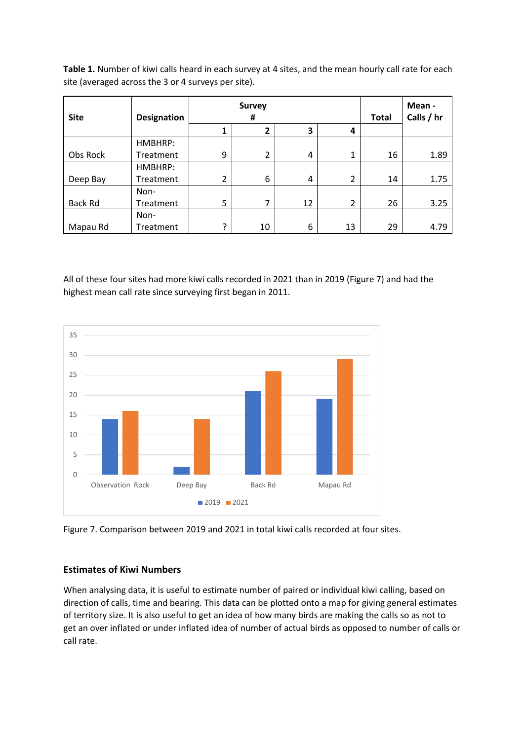**Table 1.** Number of kiwi calls heard in each survey at 4 sites, and the mean hourly call rate for each site (averaged across the 3 or 4 surveys per site).

| Site | Designation | Survey # | | | | Total | Mean - Calls / hr |
|---|---|---|---|---|---|---|---|
| | | 1 | 2 | 3 | 4 | | |
| Obs Rock | HMBHRP: Treatment | 9 | 2 | 4 | 1 | 16 | 1.89 |
| Deep Bay | HMBHRP: Treatment | 2 | 6 | 4 | 2 | 14 | 1.75 |
| Back Rd | Non-Treatment | 5 | 7 | 12 | 2 | 26 | 3.25 |
| Mapau Rd | Non-Treatment | ? | 10 | 6 | 13 | 29 | 4.79 |

All of these four sites had more kiwi calls recorded in 2021 than in 2019 (Figure 7) and had the highest mean call rate since surveying first began in 2011.

35
30
25
20
15
10
5
0
Observation Rock
Deep Bay
Back Rd
Mapau Rd
2019
2021

Figure 7. Comparison between 2019 and 2021 in total kiwi calls recorded at four sites.

### Estimates of Kiwi Numbers

When analysing data, it is useful to estimate number of paired or individual kiwi calling, based on direction of calls, time and bearing. This data can be plotted onto a map for giving general estimates of territory size. It is also useful to get an idea of how many birds are making the calls so as not to get an over inflated or under inflated idea of number of actual birds as opposed to number of calls or call rate.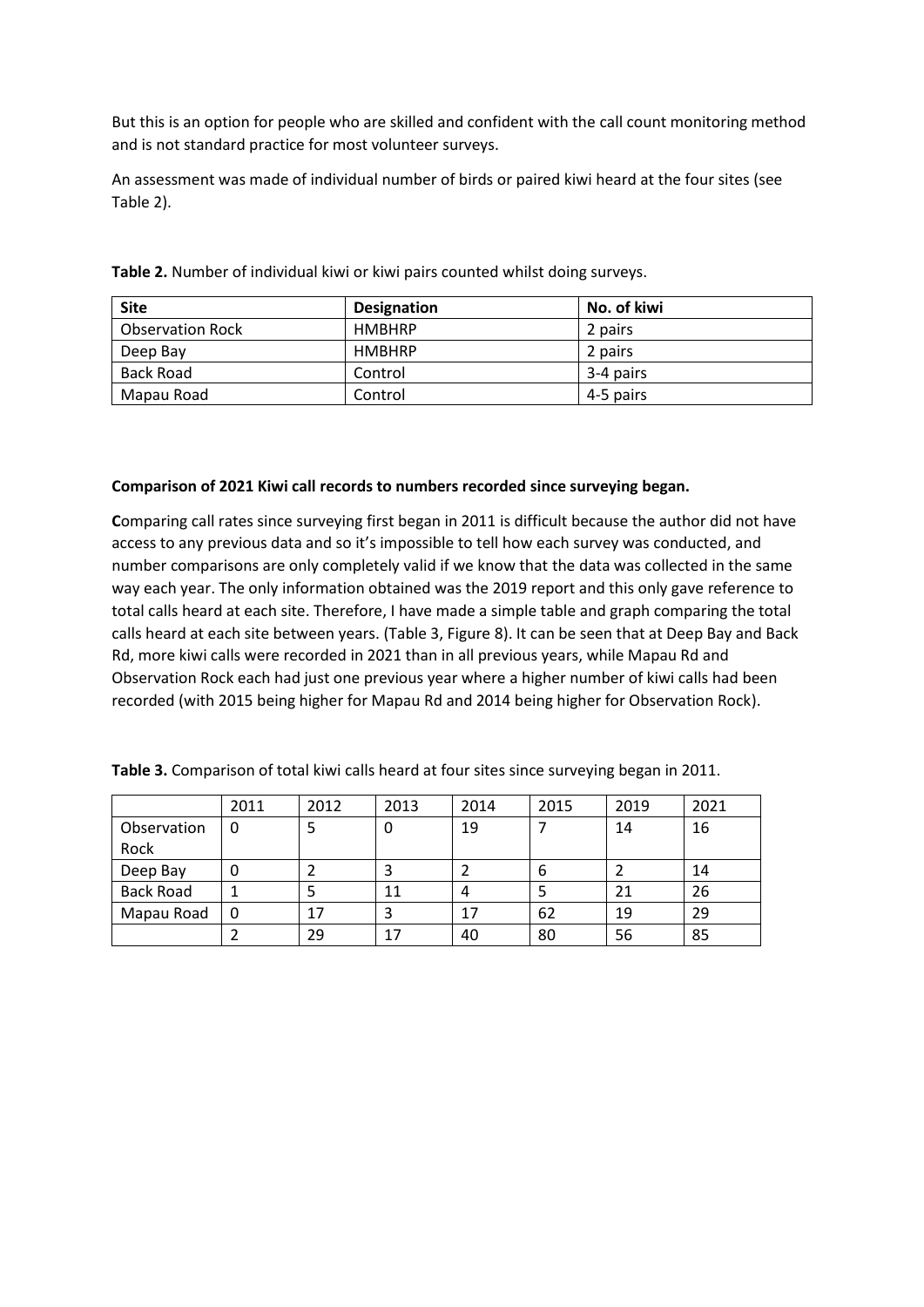But this is an option for people who are skilled and confident with the call count monitoring method and is not standard practice for most volunteer surveys.

An assessment was made of individual number of birds or paired kiwi heard at the four sites (see Table 2).

**Table 2.** Number of individual kiwi or kiwi pairs counted whilst doing surveys.

| Site | Designation | No. of kiwi |
|---|---|---|
| Observation Rock | HMBHRP | 2 pairs |
| Deep Bay | HMBHRP | 2 pairs |
| Back Road | Control | 3-4 pairs |
| Mapau Road | Control | 4-5 pairs |

**Comparison of 2021 Kiwi call records to numbers recorded since surveying began.**

**C**omparing call rates since surveying first began in 2011 is difficult because the author did not have access to any previous data and so it's impossible to tell how each survey was conducted, and number comparisons are only completely valid if we know that the data was collected in the same way each year. The only information obtained was the 2019 report and this only gave reference to total calls heard at each site. Therefore, I have made a simple table and graph comparing the total calls heard at each site between years. (Table 3, Figure 8). It can be seen that at Deep Bay and Back Rd, more kiwi calls were recorded in 2021 than in all previous years, while Mapau Rd and Observation Rock each had just one previous year where a higher number of kiwi calls had been recorded (with 2015 being higher for Mapau Rd and 2014 being higher for Observation Rock).

**Table 3.** Comparison of total kiwi calls heard at four sites since surveying began in 2011.

| | 2011 | 2012 | 2013 | 2014 | 2015 | 2019 | 2021 |
|---|---|---|---|---|---|---|---|
| Observation Rock | 0 | 5 | 0 | 19 | 7 | 14 | 16 |
| Deep Bay | 0 | 2 | 3 | 2 | 6 | 2 | 14 |
| Back Road | 1 | 5 | 11 | 4 | 5 | 21 | 26 |
| Mapau Road | 0 | 17 | 3 | 17 | 62 | 19 | 29 |
| | 2 | 29 | 17 | 40 | 80 | 56 | 85 |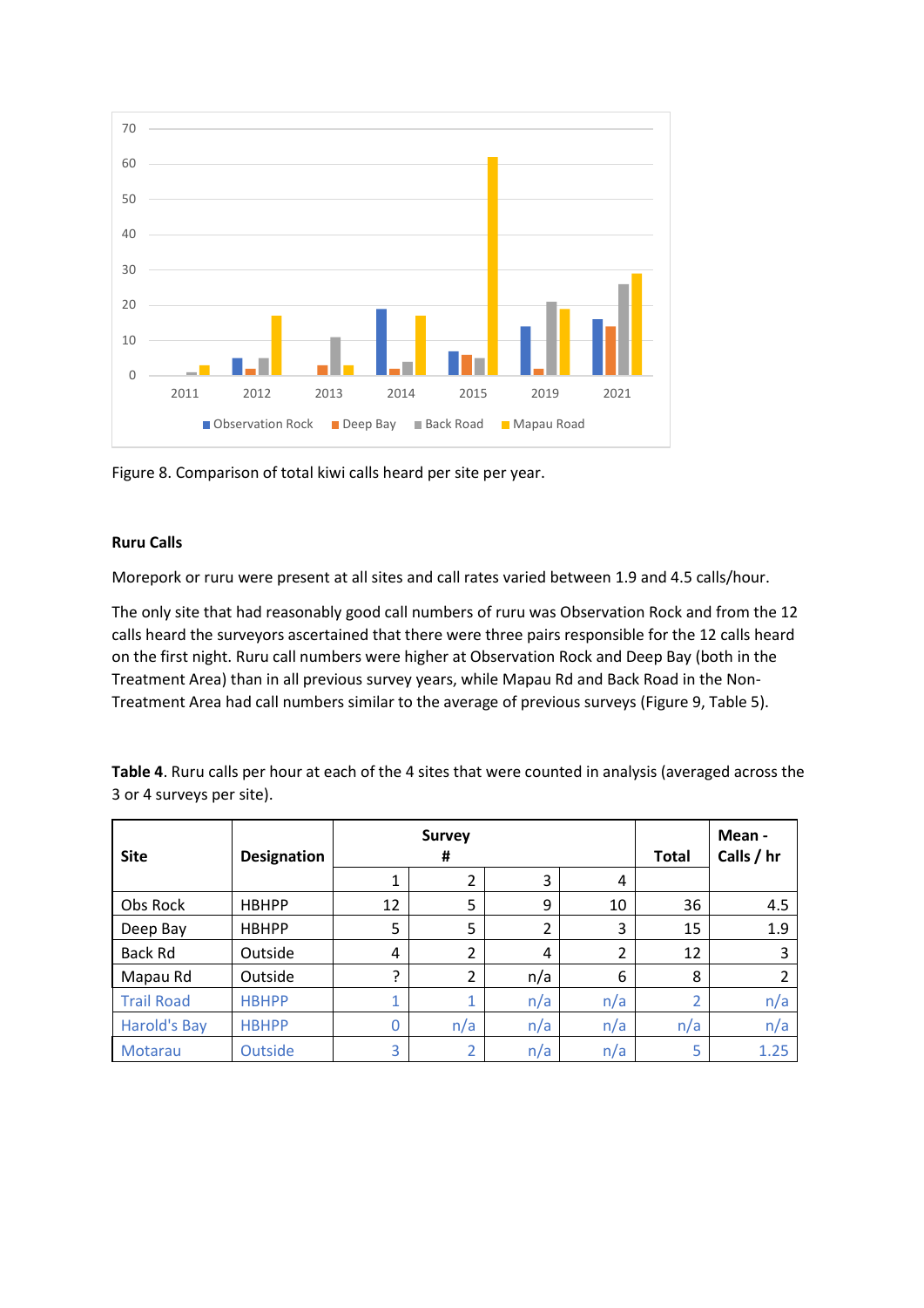70
60
50
40
30
20
10
0

2011 2012 2013 2014 2015 2019 2021

Observation Rock Deep Bay Back Road Mapau Road

Figure 8. Comparison of total kiwi calls heard per site per year.

**Ruru Calls**

Morepork or ruru were present at all sites and call rates varied between 1.9 and 4.5 calls/hour.

The only site that had reasonably good call numbers of ruru was Observation Rock and from the 12 calls heard the surveyors ascertained that there were three pairs responsible for the 12 calls heard on the first night. Ruru call numbers were higher at Observation Rock and Deep Bay (both in the Treatment Area) than in all previous survey years, while Mapau Rd and Back Road in the Non-Treatment Area had call numbers similar to the average of previous surveys (Figure 9, Table 5).

**Table 4**. Ruru calls per hour at each of the 4 sites that were counted in analysis (averaged across the 3 or 4 surveys per site).

| Site | Designation | Survey # | | | | Total | Mean - Calls / hr |
|---|---|---|---|---|---|---|---|
| | | 1 | 2 | 3 | 4 | | |
| Obs Rock | HBHPP | 12 | 5 | 9 | 10 | 36 | 4.5 |
| Deep Bay | HBHPP | 5 | 5 | 2 | 3 | 15 | 1.9 |
| Back Rd | Outside | 4 | 2 | 4 | 2 | 12 | 3 |
| Mapau Rd | Outside | ? | 2 | n/a | 6 | 8 | 2 |
| Trail Road | HBHPP | 1 | 1 | n/a | n/a | 2 | n/a |
| Harold's Bay | HBHPP | 0 | n/a | n/a | n/a | n/a | n/a |
| Motarau | Outside | 3 | 2 | n/a | n/a | 5 | 1.25 |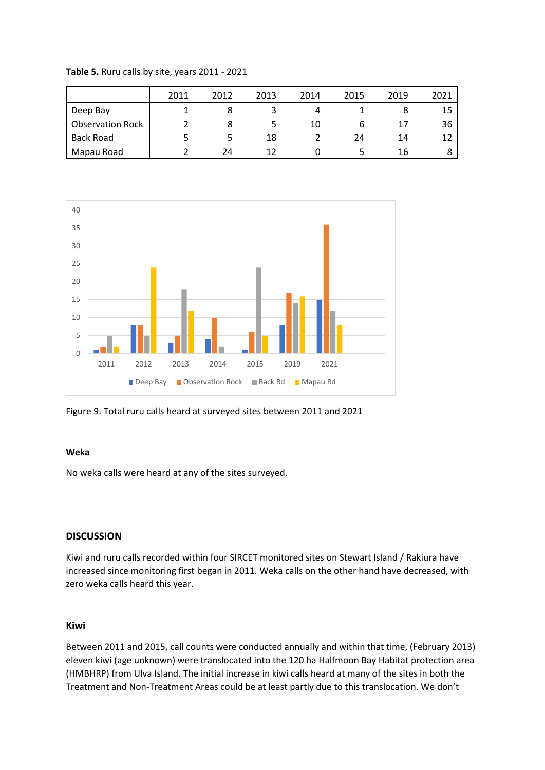**Table 5.** Ruru calls by site, years 2011 - 2021

| | 2011 | 2012 | 2013 | 2014 | 2015 | 2019 | 2021 |
|---|---|---|---|---|---|---|---|
| Deep Bay | 1 | 8 | 3 | 4 | 1 | 8 | 15 |
| Observation Rock | 2 | 8 | 5 | 10 | 6 | 17 | 36 |
| Back Road | 5 | 5 | 18 | 2 | 24 | 14 | 12 |
| Mapau Road | 2 | 24 | 12 | 0 | 5 | 16 | 8 |

40
35
30
25
20
15
10
5
0
2011 2012 2013 2014 2015 2019 2021
Deep Bay, Observation Rock, Back Rd, Mapau Rd

Figure 9. Total ruru calls heard at surveyed sites between 2011 and 2021

#### Weka

No weka calls were heard at any of the sites surveyed.

### DISCUSSION

Kiwi and ruru calls recorded within four SIRCET monitored sites on Stewart Island / Rakiura have increased since monitoring first began in 2011. Weka calls on the other hand have decreased, with zero weka calls heard this year.

#### Kiwi

Between 2011 and 2015, call counts were conducted annually and within that time, (February 2013) eleven kiwi (age unknown) were translocated into the 120 ha Halfmoon Bay Habitat protection area (HMBHRP) from Ulva Island. The initial increase in kiwi calls heard at many of the sites in both the Treatment and Non-Treatment Areas could be at least partly due to this translocation. We don't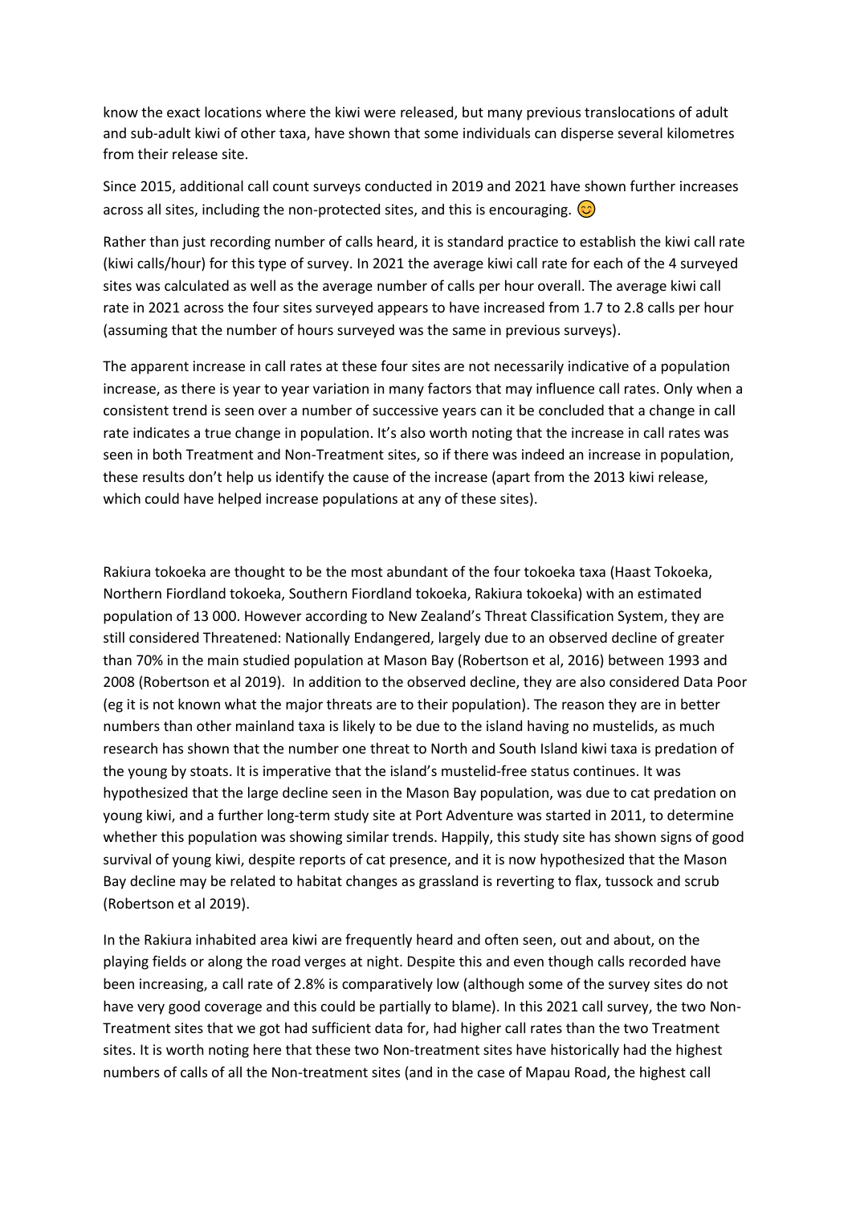know the exact locations where the kiwi were released, but many previous translocations of adult and sub-adult kiwi of other taxa, have shown that some individuals can disperse several kilometres from their release site.

Since 2015, additional call count surveys conducted in 2019 and 2021 have shown further increases across all sites, including the non-protected sites, and this is encouraging. 😊

Rather than just recording number of calls heard, it is standard practice to establish the kiwi call rate (kiwi calls/hour) for this type of survey. In 2021 the average kiwi call rate for each of the 4 surveyed sites was calculated as well as the average number of calls per hour overall. The average kiwi call rate in 2021 across the four sites surveyed appears to have increased from 1.7 to 2.8 calls per hour (assuming that the number of hours surveyed was the same in previous surveys).

The apparent increase in call rates at these four sites are not necessarily indicative of a population increase, as there is year to year variation in many factors that may influence call rates. Only when a consistent trend is seen over a number of successive years can it be concluded that a change in call rate indicates a true change in population. It's also worth noting that the increase in call rates was seen in both Treatment and Non-Treatment sites, so if there was indeed an increase in population, these results don't help us identify the cause of the increase (apart from the 2013 kiwi release, which could have helped increase populations at any of these sites).

Rakiura tokoeka are thought to be the most abundant of the four tokoeka taxa (Haast Tokoeka, Northern Fiordland tokoeka, Southern Fiordland tokoeka, Rakiura tokoeka) with an estimated population of 13 000. However according to New Zealand's Threat Classification System, they are still considered Threatened: Nationally Endangered, largely due to an observed decline of greater than 70% in the main studied population at Mason Bay (Robertson et al, 2016) between 1993 and 2008 (Robertson et al 2019). In addition to the observed decline, they are also considered Data Poor (eg it is not known what the major threats are to their population). The reason they are in better numbers than other mainland taxa is likely to be due to the island having no mustelids, as much research has shown that the number one threat to North and South Island kiwi taxa is predation of the young by stoats. It is imperative that the island's mustelid-free status continues. It was hypothesized that the large decline seen in the Mason Bay population, was due to cat predation on young kiwi, and a further long-term study site at Port Adventure was started in 2011, to determine whether this population was showing similar trends. Happily, this study site has shown signs of good survival of young kiwi, despite reports of cat presence, and it is now hypothesized that the Mason Bay decline may be related to habitat changes as grassland is reverting to flax, tussock and scrub (Robertson et al 2019).

In the Rakiura inhabited area kiwi are frequently heard and often seen, out and about, on the playing fields or along the road verges at night. Despite this and even though calls recorded have been increasing, a call rate of 2.8% is comparatively low (although some of the survey sites do not have very good coverage and this could be partially to blame). In this 2021 call survey, the two Non-Treatment sites that we got had sufficient data for, had higher call rates than the two Treatment sites. It is worth noting here that these two Non-treatment sites have historically had the highest numbers of calls of all the Non-treatment sites (and in the case of Mapau Road, the highest call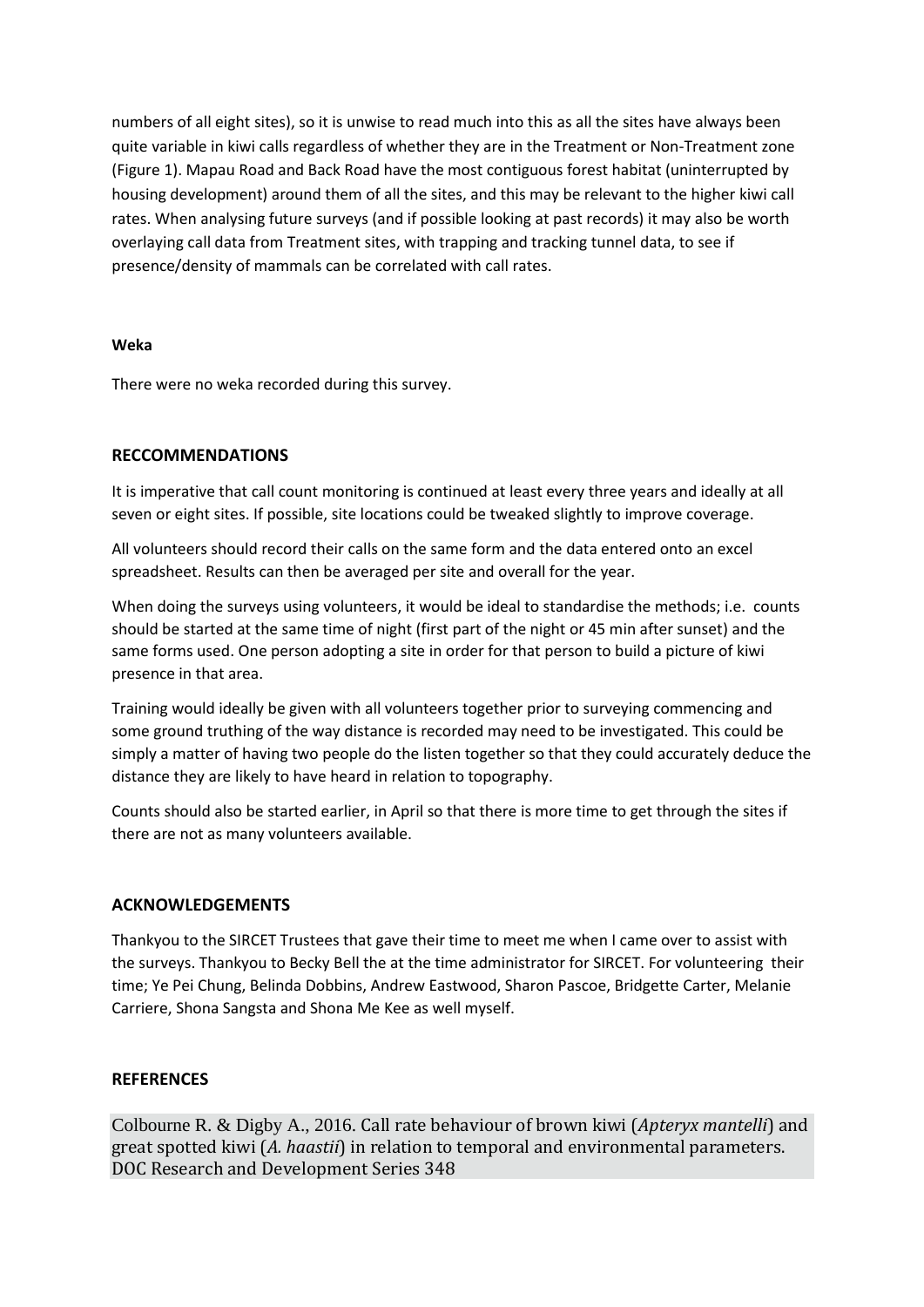numbers of all eight sites), so it is unwise to read much into this as all the sites have always been quite variable in kiwi calls regardless of whether they are in the Treatment or Non-Treatment zone (Figure 1). Mapau Road and Back Road have the most contiguous forest habitat (uninterrupted by housing development) around them of all the sites, and this may be relevant to the higher kiwi call rates. When analysing future surveys (and if possible looking at past records) it may also be worth overlaying call data from Treatment sites, with trapping and tracking tunnel data, to see if presence/density of mammals can be correlated with call rates.

**Weka**

There were no weka recorded during this survey.

## RECCOMMENDATIONS

It is imperative that call count monitoring is continued at least every three years and ideally at all seven or eight sites. If possible, site locations could be tweaked slightly to improve coverage.

All volunteers should record their calls on the same form and the data entered onto an excel spreadsheet. Results can then be averaged per site and overall for the year.

When doing the surveys using volunteers, it would be ideal to standardise the methods; i.e. counts should be started at the same time of night (first part of the night or 45 min after sunset) and the same forms used. One person adopting a site in order for that person to build a picture of kiwi presence in that area.

Training would ideally be given with all volunteers together prior to surveying commencing and some ground truthing of the way distance is recorded may need to be investigated. This could be simply a matter of having two people do the listen together so that they could accurately deduce the distance they are likely to have heard in relation to topography.

Counts should also be started earlier, in April so that there is more time to get through the sites if there are not as many volunteers available.

## ACKNOWLEDGEMENTS

Thankyou to the SIRCET Trustees that gave their time to meet me when I came over to assist with the surveys. Thankyou to Becky Bell the at the time administrator for SIRCET. For volunteering their time; Ye Pei Chung, Belinda Dobbins, Andrew Eastwood, Sharon Pascoe, Bridgette Carter, Melanie Carriere, Shona Sangsta and Shona Me Kee as well myself.

## REFERENCES

Colbourne R. & Digby A., 2016. Call rate behaviour of brown kiwi (*Apteryx mantelli*) and great spotted kiwi (*A. haastii*) in relation to temporal and environmental parameters. DOC Research and Development Series 348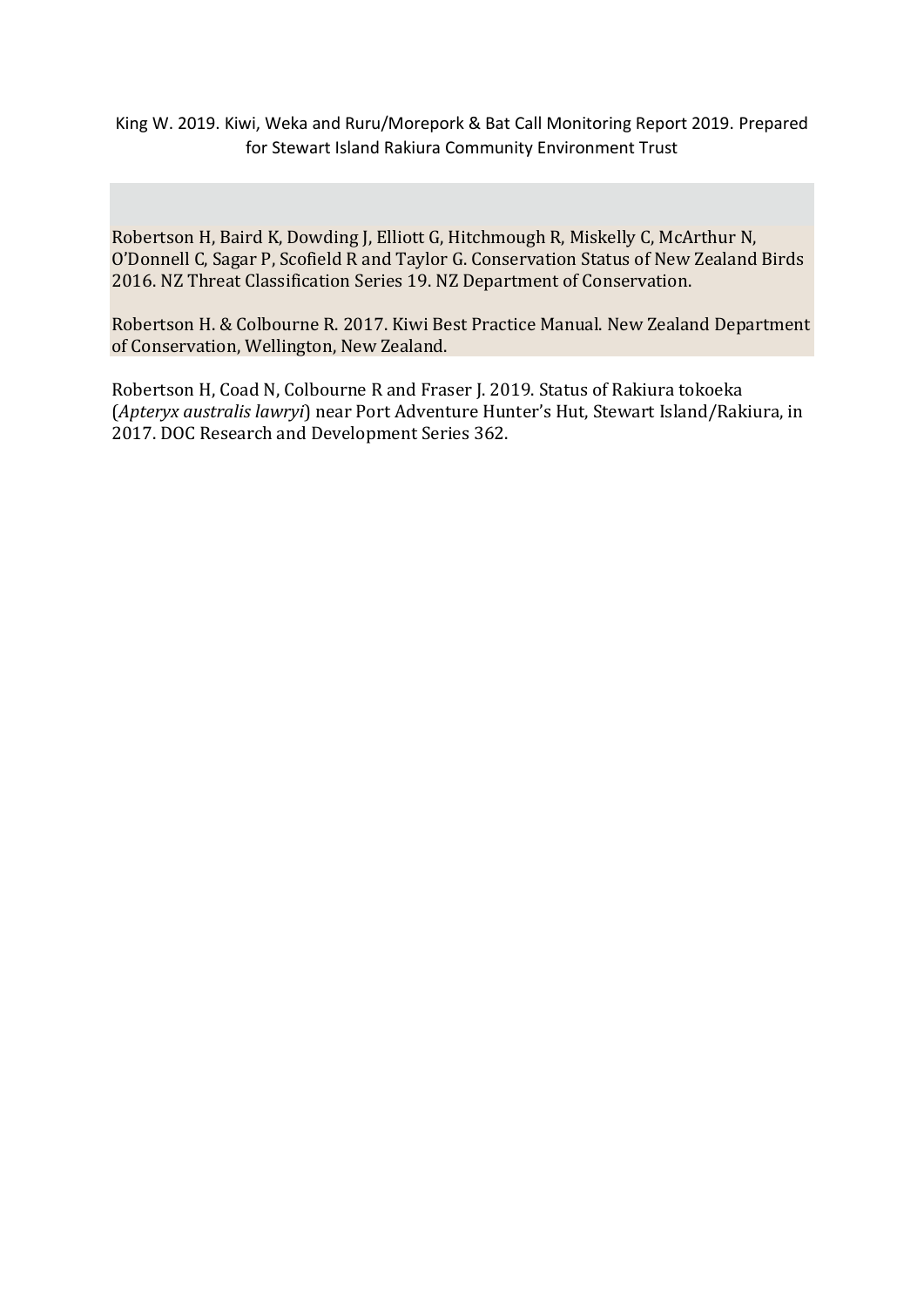King W. 2019. Kiwi, Weka and Ruru/Morepork & Bat Call Monitoring Report 2019. Prepared for Stewart Island Rakiura Community Environment Trust

Robertson H, Baird K, Dowding J, Elliott G, Hitchmough R, Miskelly C, McArthur N, O'Donnell C, Sagar P, Scofield R and Taylor G. Conservation Status of New Zealand Birds 2016. NZ Threat Classification Series 19. NZ Department of Conservation.

Robertson H. & Colbourne R. 2017. Kiwi Best Practice Manual. New Zealand Department of Conservation, Wellington, New Zealand.

Robertson H, Coad N, Colbourne R and Fraser J. 2019. Status of Rakiura tokoeka (*Apteryx australis lawryi*) near Port Adventure Hunter's Hut, Stewart Island/Rakiura, in 2017. DOC Research and Development Series 362.